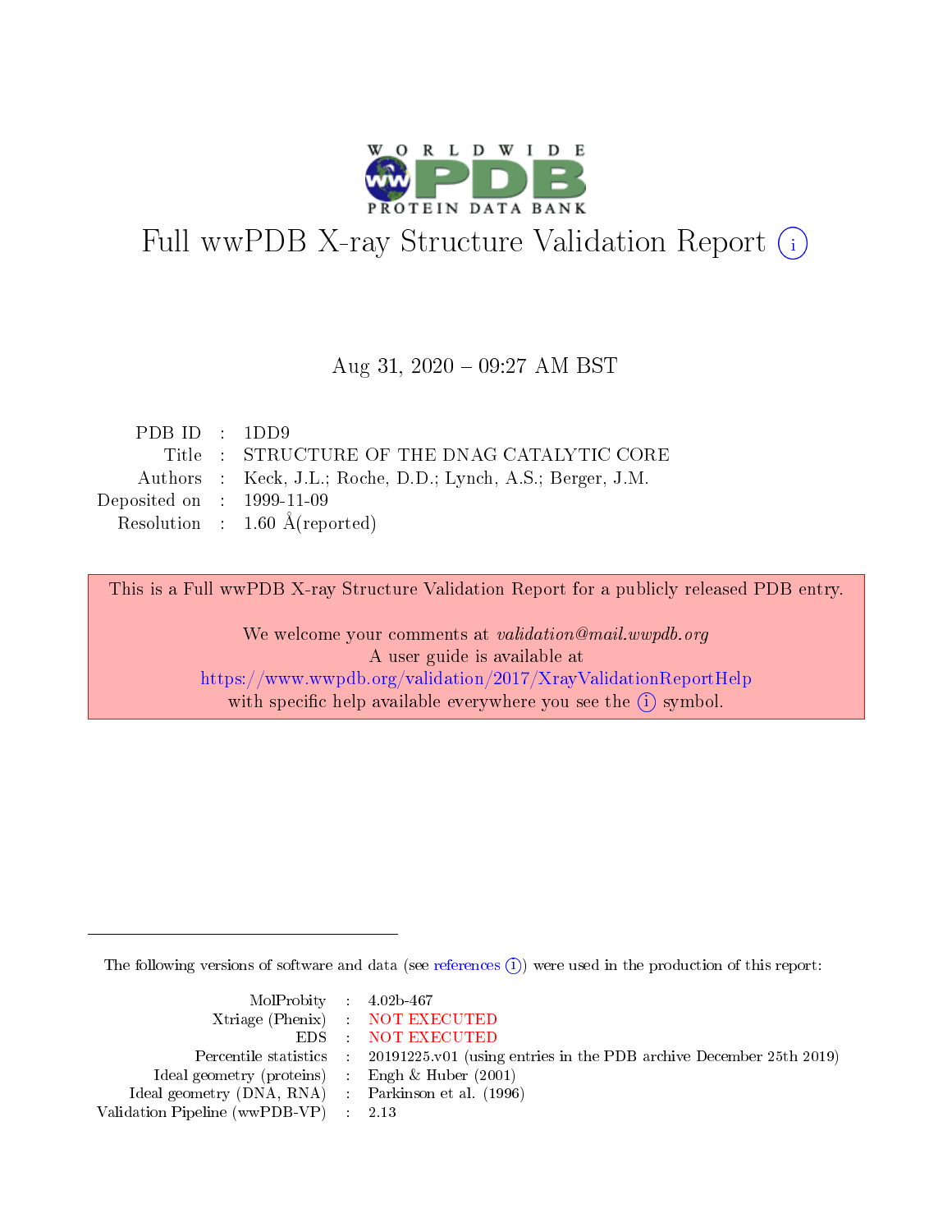# Full wwPDB X-ray Structure Validation Report (i)

Aug 31, 2020 – 09:27 AM BST

| | | |
|---|---|---|
| PDB ID | : | 1DD9 |
| Title | : | STRUCTURE OF THE DNAG CATALYTIC CORE |
| Authors | : | Keck, J.L.; Roche, D.D.; Lynch, A.S.; Berger, J.M. |
| Deposited on | : | 1999-11-09 |
| Resolution | : | 1.60 Å(reported) |

This is a Full wwPDB X-ray Structure Validation Report for a publicly released PDB entry.

We welcome your comments at *validation@mail.wwpdb.org*
A user guide is available at
https://www.wwpdb.org/validation/2017/XrayValidationReportHelp
with specific help available everywhere you see the (i) symbol.

---

The following versions of software and data (see references (i)) were used in the production of this report:

| | | |
|---|---|---|
| MolProbity | : | 4.02b-467 |
| Xtriage (Phenix) | : | NOT EXECUTED |
| EDS | : | NOT EXECUTED |
| Percentile statistics | : | 20191225.v01 (using entries in the PDB archive December 25th 2019) |
| Ideal geometry (proteins) | : | Engh & Huber (2001) |
| Ideal geometry (DNA, RNA) | : | Parkinson et al. (1996) |
| Validation Pipeline (wwPDB-VP) | : | 2.13 |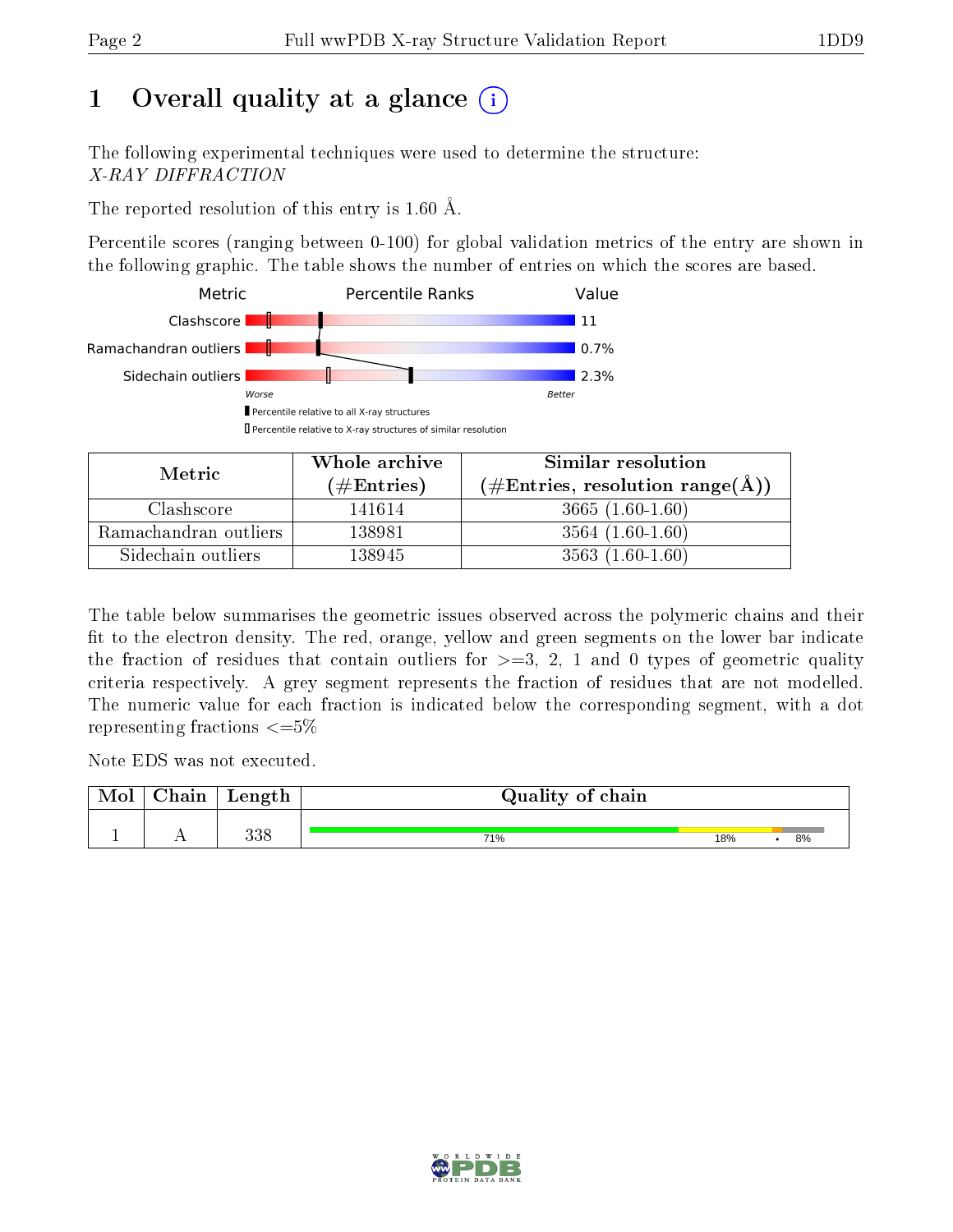# 1 Overall quality at a glance

The following experimental techniques were used to determine the structure:
*X-RAY DIFFRACTION*

The reported resolution of this entry is 1.60 Å.

Percentile scores (ranging between 0-100) for global validation metrics of the entry are shown in the following graphic. The table shows the number of entries on which the scores are based.

| Metric | Value |
|---|---|
| Clashscore | 11 |
| Ramachandran outliers | 0.7% |
| Sidechain outliers | 2.3% |

| Metric | Whole archive (#Entries) | Similar resolution (#Entries, resolution range(Å)) |
|---|---|---|
| Clashscore | 141614 | 3665 (1.60-1.60) |
| Ramachandran outliers | 138981 | 3564 (1.60-1.60) |
| Sidechain outliers | 138945 | 3563 (1.60-1.60) |

The table below summarises the geometric issues observed across the polymeric chains and their fit to the electron density. The red, orange, yellow and green segments on the lower bar indicate the fraction of residues that contain outliers for >=3, 2, 1 and 0 types of geometric quality criteria respectively. A grey segment represents the fraction of residues that are not modelled. The numeric value for each fraction is indicated below the corresponding segment, with a dot representing fractions <=5%

Note EDS was not executed.

| Mol | Chain | Length | Quality of chain |
|---|---|---|---|
| 1 | A | 338 | 71% 18% • 8% |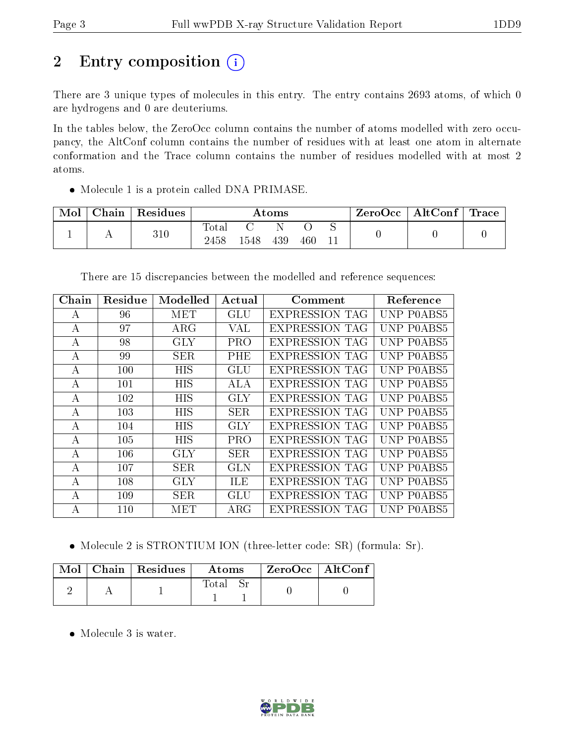## 2 Entry composition (i)

There are 3 unique types of molecules in this entry. The entry contains 2693 atoms, of which 0 are hydrogens and 0 are deuteriums.

In the tables below, the ZeroOcc column contains the number of atoms modelled with zero occupancy, the AltConf column contains the number of residues with at least one atom in alternate conformation and the Trace column contains the number of residues modelled with at most 2 atoms.

- Molecule 1 is a protein called DNA PRIMASE.

| Mol | Chain | Residues | Atoms | | | | | ZeroOcc | AltConf | Trace |
|---|---|---|---|---|---|---|---|---|---|---|
| 1 | A | 310 | Total<br>2458 | C<br>1548 | N<br>439 | O<br>460 | S<br>11 | 0 | 0 | 0 |

There are 15 discrepancies between the modelled and reference sequences:

| Chain | Residue | Modelled | Actual | Comment | Reference |
|---|---|---|---|---|---|
| A | 96 | MET | GLU | EXPRESSION TAG | UNP P0ABS5 |
| A | 97 | ARG | VAL | EXPRESSION TAG | UNP P0ABS5 |
| A | 98 | GLY | PRO | EXPRESSION TAG | UNP P0ABS5 |
| A | 99 | SER | PHE | EXPRESSION TAG | UNP P0ABS5 |
| A | 100 | HIS | GLU | EXPRESSION TAG | UNP P0ABS5 |
| A | 101 | HIS | ALA | EXPRESSION TAG | UNP P0ABS5 |
| A | 102 | HIS | GLY | EXPRESSION TAG | UNP P0ABS5 |
| A | 103 | HIS | SER | EXPRESSION TAG | UNP P0ABS5 |
| A | 104 | HIS | GLY | EXPRESSION TAG | UNP P0ABS5 |
| A | 105 | HIS | PRO | EXPRESSION TAG | UNP P0ABS5 |
| A | 106 | GLY | SER | EXPRESSION TAG | UNP P0ABS5 |
| A | 107 | SER | GLN | EXPRESSION TAG | UNP P0ABS5 |
| A | 108 | GLY | ILE | EXPRESSION TAG | UNP P0ABS5 |
| A | 109 | SER | GLU | EXPRESSION TAG | UNP P0ABS5 |
| A | 110 | MET | ARG | EXPRESSION TAG | UNP P0ABS5 |

- Molecule 2 is STRONTIUM ION (three-letter code: SR) (formula: Sr).

| Mol | Chain | Residues | Atoms | | ZeroOcc | AltConf |
|---|---|---|---|---|---|---|
| 2 | A | 1 | Total<br>1 | Sr<br>1 | 0 | 0 |

- Molecule 3 is water.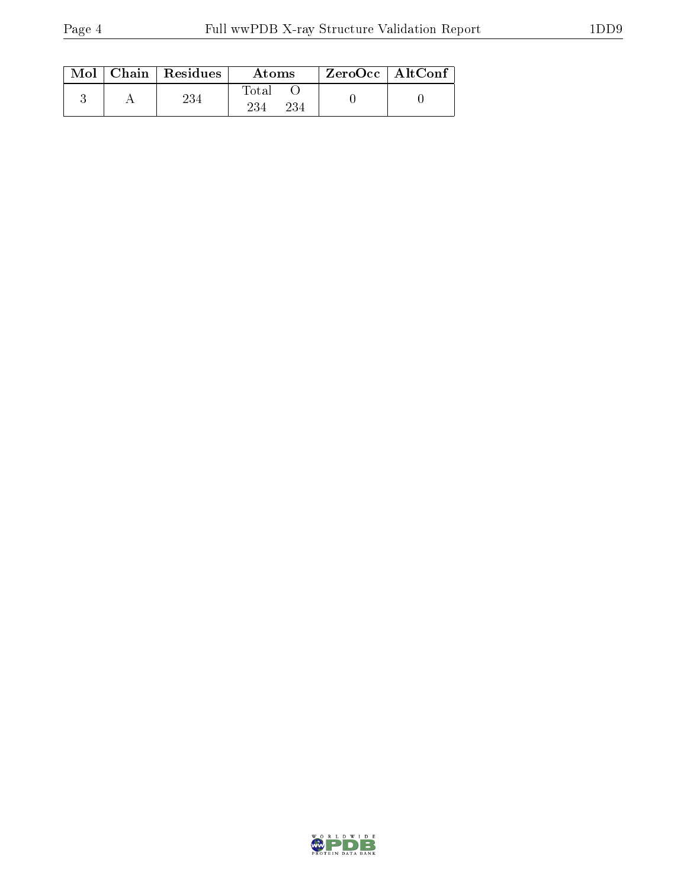| Mol | Chain | Residues | Atoms | | ZeroOcc | AltConf |
|---|---|---|---|---|---|---|
| | | | Total | O | | |
| 3 | A | 234 | 234 | 234 | 0 | 0 |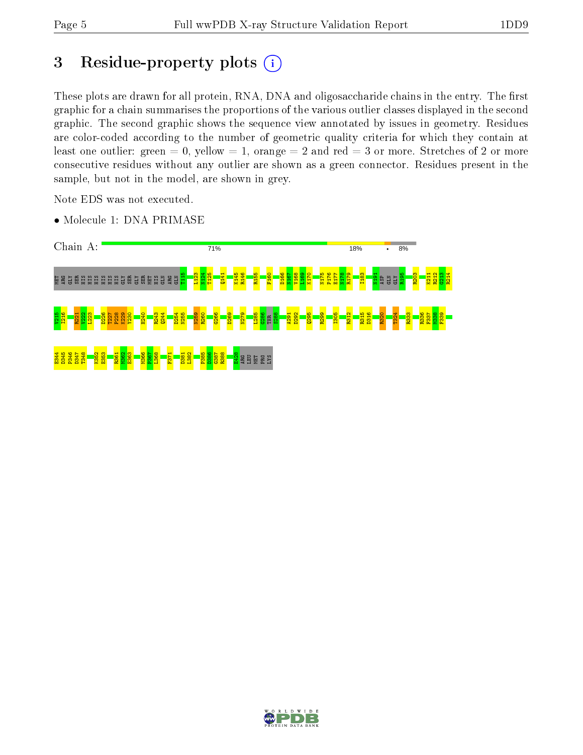# 3 Residue-property plots (i)

These plots are drawn for all protein, RNA, DNA and oligosaccharide chains in the entry. The first graphic for a chain summarises the proportions of the various outlier classes displayed in the second graphic. The second graphic shows the sequence view annotated by issues in geometry. Residues are color-coded according to the number of geometric quality criteria for which they contain at least one outlier: green = 0, yellow = 1, orange = 2 and red = 3 or more. Stretches of 2 or more consecutive residues without any outlier are shown as a green connector. Residues present in the sample, but not in the model, are shown in grey.

Note EDS was not executed.

- Molecule 1: DNA PRIMASE

Chain A: 71% 18% • 8%

MET ARG GLY SER HIS HIS HIS HIS HIS HIS GLY SER GLY SER MET HIS GLN ARG GLN T115 L123 N124 T125 Q141 K145 R146 R155 F160 D166 N167 V168 L169 K170 N175 P176 E177 N178 R179 I183 N191 ASP GLN GLY R195 R203 K211 R212 G213 R214

V215 I216 R221 V222 L223 D226 T227 P228 K229 Y230 H240 R243 Q244 D254 N255 N259 R260 G266 D269 N279 L285 G286 THR S288 A291 D292 Q295 R299 I305 R312 R315 D316 R320 T324 R333 R336 F337 W338 F339

E344 D345 P346 D347 T348 K352 E353 R361 M362 E363 M366 P367 L368 F371 D381 L382 P385 D386 G387 R388 E428 ARG LEU MET PRO LYS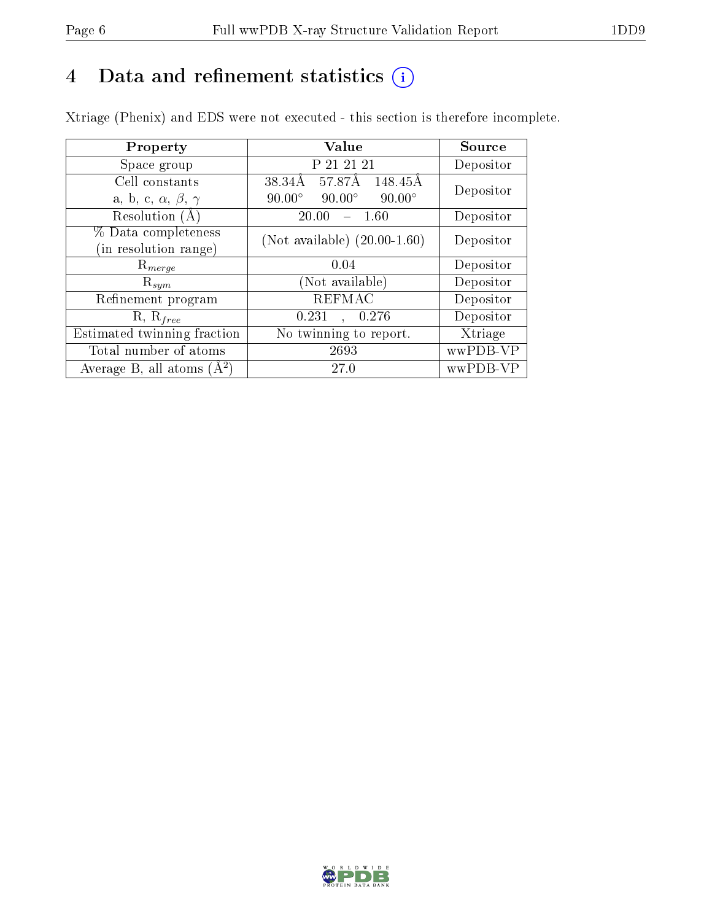# 4 Data and refinement statistics (i)

Xtriage (Phenix) and EDS were not executed - this section is therefore incomplete.

| Property | Value | Source |
|---|---|---|
| Space group | P 21 21 21 | Depositor |
| Cell constants<br>a, b, c, $\alpha$, $\beta$, $\gamma$ | 38.34Å 57.87Å 148.45Å<br>90.00° 90.00° 90.00° | Depositor |
| Resolution (Å) | 20.00 – 1.60 | Depositor |
| % Data completeness<br>(in resolution range) | (Not available) (20.00-1.60) | Depositor |
| $R_{merge}$ | 0.04 | Depositor |
| $R_{sym}$ | (Not available) | Depositor |
| Refinement program | REFMAC | Depositor |
| R, $R_{free}$ | 0.231 , 0.276 | Depositor |
| Estimated twinning fraction | No twinning to report. | Xtriage |
| Total number of atoms | 2693 | wwPDB-VP |
| Average B, all atoms ($Å^2$) | 27.0 | wwPDB-VP |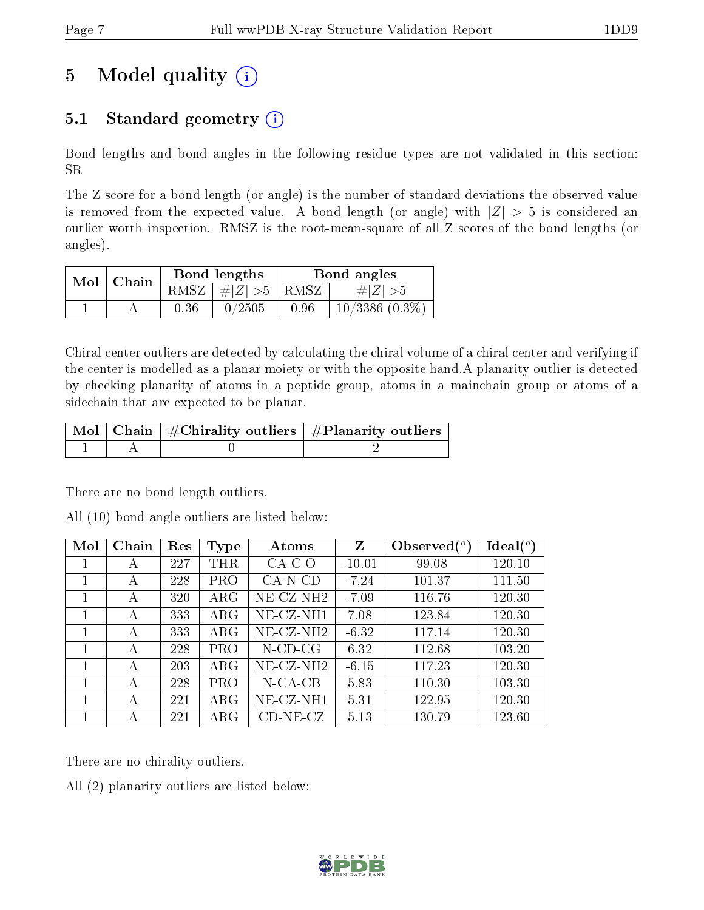# 5 Model quality (i)

## 5.1 Standard geometry (i)

Bond lengths and bond angles in the following residue types are not validated in this section: SR

The Z score for a bond length (or angle) is the number of standard deviations the observed value is removed from the expected value. A bond length (or angle) with $|Z| > 5$ is considered an outlier worth inspection. RMSZ is the root-mean-square of all Z scores of the bond lengths (or angles).

| Mol | Chain | Bond lengths | | Bond angles | |
|---|---|---|---|---|---|
| | | RMSZ | #\|Z\| >5 | RMSZ | #\|Z\| >5 |
| 1 | A | 0.36 | 0/2505 | 0.96 | 10/3386 (0.3%) |

Chiral center outliers are detected by calculating the chiral volume of a chiral center and verifying if the center is modelled as a planar moiety or with the opposite hand.A planarity outlier is detected by checking planarity of atoms in a peptide group, atoms in a mainchain group or atoms of a sidechain that are expected to be planar.

| Mol | Chain | #Chirality outliers | #Planarity outliers |
|---|---|---|---|
| 1 | A | 0 | 2 |

There are no bond length outliers.

All (10) bond angle outliers are listed below:

| Mol | Chain | Res | Type | Atoms | Z | Observed(°) | Ideal(°) |
|---|---|---|---|---|---|---|---|
| 1 | A | 227 | THR | CA-C-O | -10.01 | 99.08 | 120.10 |
| 1 | A | 228 | PRO | CA-N-CD | -7.24 | 101.37 | 111.50 |
| 1 | A | 320 | ARG | NE-CZ-NH2 | -7.09 | 116.76 | 120.30 |
| 1 | A | 333 | ARG | NE-CZ-NH1 | 7.08 | 123.84 | 120.30 |
| 1 | A | 333 | ARG | NE-CZ-NH2 | -6.32 | 117.14 | 120.30 |
| 1 | A | 228 | PRO | N-CD-CG | 6.32 | 112.68 | 103.20 |
| 1 | A | 203 | ARG | NE-CZ-NH2 | -6.15 | 117.23 | 120.30 |
| 1 | A | 228 | PRO | N-CA-CB | 5.83 | 110.30 | 103.30 |
| 1 | A | 221 | ARG | NE-CZ-NH1 | 5.31 | 122.95 | 120.30 |
| 1 | A | 221 | ARG | CD-NE-CZ | 5.13 | 130.79 | 123.60 |

There are no chirality outliers.

All (2) planarity outliers are listed below: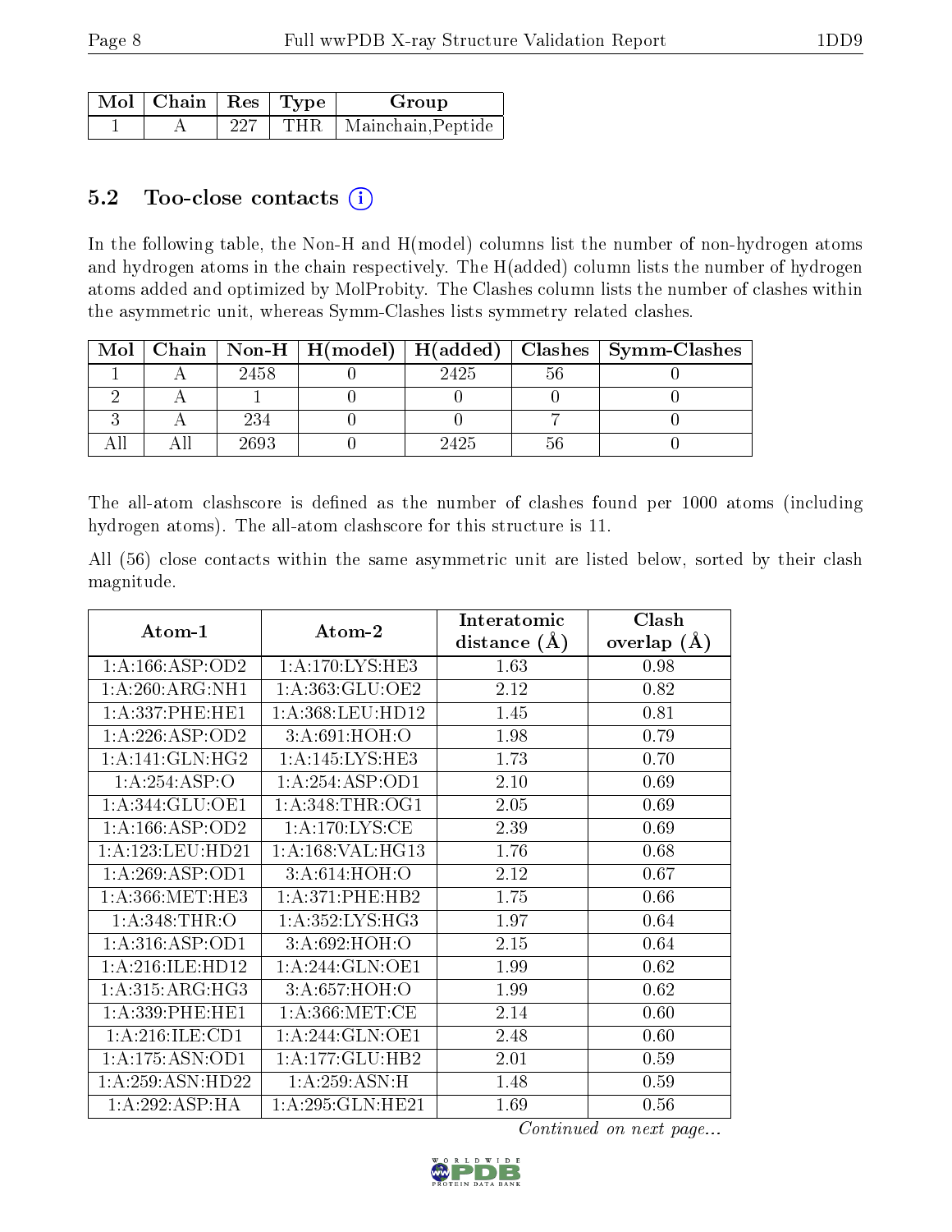| Mol | Chain | Res | Type | Group |
|---|---|---|---|---|
| 1 | A | 227 | THR | Mainchain,Peptide |

## 5.2 Too-close contacts ⓘ

In the following table, the Non-H and H(model) columns list the number of non-hydrogen atoms and hydrogen atoms in the chain respectively. The H(added) column lists the number of hydrogen atoms added and optimized by MolProbity. The Clashes column lists the number of clashes within the asymmetric unit, whereas Symm-Clashes lists symmetry related clashes.

| Mol | Chain | Non-H | H(model) | H(added) | Clashes | Symm-Clashes |
|---|---|---|---|---|---|---|
| 1 | A | 2458 | 0 | 2425 | 56 | 0 |
| 2 | A | 1 | 0 | 0 | 0 | 0 |
| 3 | A | 234 | 0 | 0 | 7 | 0 |
| All | All | 2693 | 0 | 2425 | 56 | 0 |

The all-atom clashscore is defined as the number of clashes found per 1000 atoms (including hydrogen atoms). The all-atom clashscore for this structure is 11.

All (56) close contacts within the same asymmetric unit are listed below, sorted by their clash magnitude.

| Atom-1 | Atom-2 | Interatomic distance (Å) | Clash overlap (Å) |
|---|---|---|---|
| 1:A:166:ASP:OD2 | 1:A:170:LYS:HE3 | 1.63 | 0.98 |
| 1:A:260:ARG:NH1 | 1:A:363:GLU:OE2 | 2.12 | 0.82 |
| 1:A:337:PHE:HE1 | 1:A:368:LEU:HD12 | 1.45 | 0.81 |
| 1:A:226:ASP:OD2 | 3:A:691:HOH:O | 1.98 | 0.79 |
| 1:A:141:GLN:HG2 | 1:A:145:LYS:HE3 | 1.73 | 0.70 |
| 1:A:254:ASP:O | 1:A:254:ASP:OD1 | 2.10 | 0.69 |
| 1:A:344:GLU:OE1 | 1:A:348:THR:OG1 | 2.05 | 0.69 |
| 1:A:166:ASP:OD2 | 1:A:170:LYS:CE | 2.39 | 0.69 |
| 1:A:123:LEU:HD21 | 1:A:168:VAL:HG13 | 1.76 | 0.68 |
| 1:A:269:ASP:OD1 | 3:A:614:HOH:O | 2.12 | 0.67 |
| 1:A:366:MET:HE3 | 1:A:371:PHE:HB2 | 1.75 | 0.66 |
| 1:A:348:THR:O | 1:A:352:LYS:HG3 | 1.97 | 0.64 |
| 1:A:316:ASP:OD1 | 3:A:692:HOH:O | 2.15 | 0.64 |
| 1:A:216:ILE:HD12 | 1:A:244:GLN:OE1 | 1.99 | 0.62 |
| 1:A:315:ARG:HG3 | 3:A:657:HOH:O | 1.99 | 0.62 |
| 1:A:339:PHE:HE1 | 1:A:366:MET:CE | 2.14 | 0.60 |
| 1:A:216:ILE:CD1 | 1:A:244:GLN:OE1 | 2.48 | 0.60 |
| 1:A:175:ASN:OD1 | 1:A:177:GLU:HB2 | 2.01 | 0.59 |
| 1:A:259:ASN:HD22 | 1:A:259:ASN:H | 1.48 | 0.59 |
| 1:A:292:ASP:HA | 1:A:295:GLN:HE21 | 1.69 | 0.56 |

*Continued on next page...*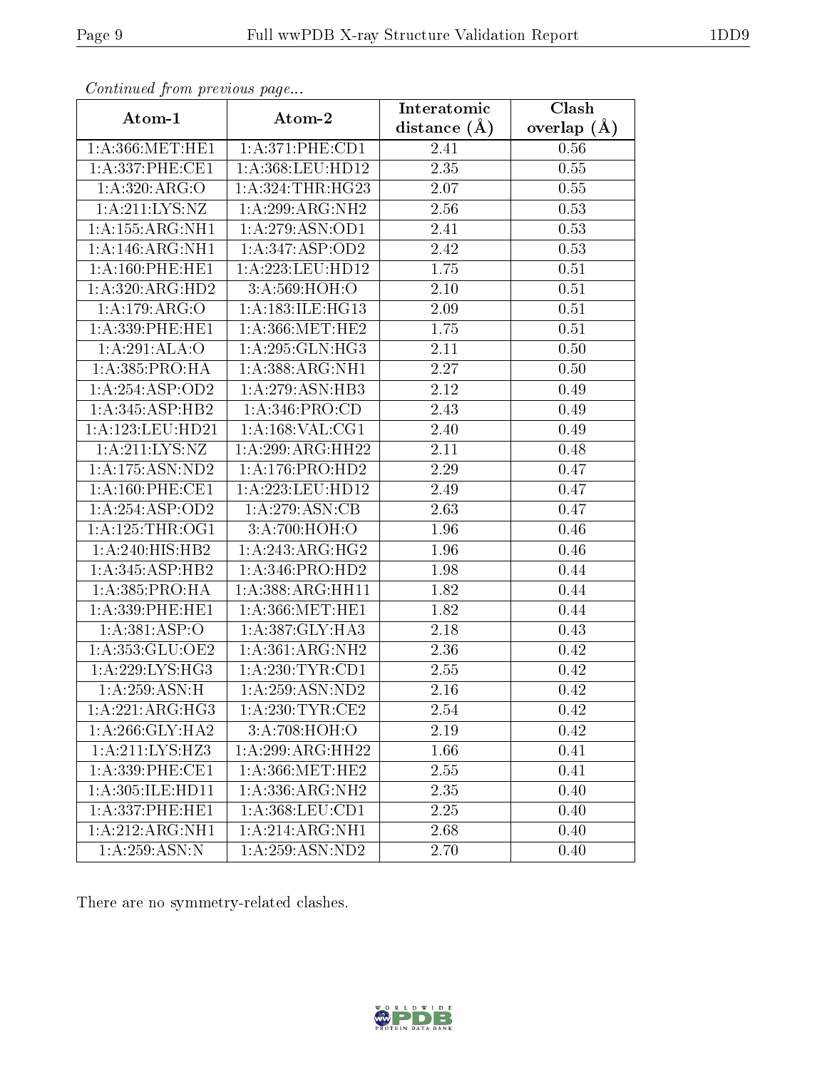*Continued from previous page...*

| Atom-1 | Atom-2 | Interatomic distance (Å) | Clash overlap (Å) |
|---|---|---|---|
| 1:A:366:MET:HE1 | 1:A:371:PHE:CD1 | 2.41 | 0.56 |
| 1:A:337:PHE:CE1 | 1:A:368:LEU:HD12 | 2.35 | 0.55 |
| 1:A:320:ARG:O | 1:A:324:THR:HG23 | 2.07 | 0.55 |
| 1:A:211:LYS:NZ | 1:A:299:ARG:NH2 | 2.56 | 0.53 |
| 1:A:155:ARG:NH1 | 1:A:279:ASN:OD1 | 2.41 | 0.53 |
| 1:A:146:ARG:NH1 | 1:A:347:ASP:OD2 | 2.42 | 0.53 |
| 1:A:160:PHE:HE1 | 1:A:223:LEU:HD12 | 1.75 | 0.51 |
| 1:A:320:ARG:HD2 | 3:A:569:HOH:O | 2.10 | 0.51 |
| 1:A:179:ARG:O | 1:A:183:ILE:HG13 | 2.09 | 0.51 |
| 1:A:339:PHE:HE1 | 1:A:366:MET:HE2 | 1.75 | 0.51 |
| 1:A:291:ALA:O | 1:A:295:GLN:HG3 | 2.11 | 0.50 |
| 1:A:385:PRO:HA | 1:A:388:ARG:NH1 | 2.27 | 0.50 |
| 1:A:254:ASP:OD2 | 1:A:279:ASN:HB3 | 2.12 | 0.49 |
| 1:A:345:ASP:HB2 | 1:A:346:PRO:CD | 2.43 | 0.49 |
| 1:A:123:LEU:HD21 | 1:A:168:VAL:CG1 | 2.40 | 0.49 |
| 1:A:211:LYS:NZ | 1:A:299:ARG:HH22 | 2.11 | 0.48 |
| 1:A:175:ASN:ND2 | 1:A:176:PRO:HD2 | 2.29 | 0.47 |
| 1:A:160:PHE:CE1 | 1:A:223:LEU:HD12 | 2.49 | 0.47 |
| 1:A:254:ASP:OD2 | 1:A:279:ASN:CB | 2.63 | 0.47 |
| 1:A:125:THR:OG1 | 3:A:700:HOH:O | 1.96 | 0.46 |
| 1:A:240:HIS:HB2 | 1:A:243:ARG:HG2 | 1.96 | 0.46 |
| 1:A:345:ASP:HB2 | 1:A:346:PRO:HD2 | 1.98 | 0.44 |
| 1:A:385:PRO:HA | 1:A:388:ARG:HH11 | 1.82 | 0.44 |
| 1:A:339:PHE:HE1 | 1:A:366:MET:HE1 | 1.82 | 0.44 |
| 1:A:381:ASP:O | 1:A:387:GLY:HA3 | 2.18 | 0.43 |
| 1:A:353:GLU:OE2 | 1:A:361:ARG:NH2 | 2.36 | 0.42 |
| 1:A:229:LYS:HG3 | 1:A:230:TYR:CD1 | 2.55 | 0.42 |
| 1:A:259:ASN:H | 1:A:259:ASN:ND2 | 2.16 | 0.42 |
| 1:A:221:ARG:HG3 | 1:A:230:TYR:CE2 | 2.54 | 0.42 |
| 1:A:266:GLY:HA2 | 3:A:708:HOH:O | 2.19 | 0.42 |
| 1:A:211:LYS:HZ3 | 1:A:299:ARG:HH22 | 1.66 | 0.41 |
| 1:A:339:PHE:CE1 | 1:A:366:MET:HE2 | 2.55 | 0.41 |
| 1:A:305:ILE:HD11 | 1:A:336:ARG:NH2 | 2.35 | 0.40 |
| 1:A:337:PHE:HE1 | 1:A:368:LEU:CD1 | 2.25 | 0.40 |
| 1:A:212:ARG:NH1 | 1:A:214:ARG:NH1 | 2.68 | 0.40 |
| 1:A:259:ASN:N | 1:A:259:ASN:ND2 | 2.70 | 0.40 |

There are no symmetry-related clashes.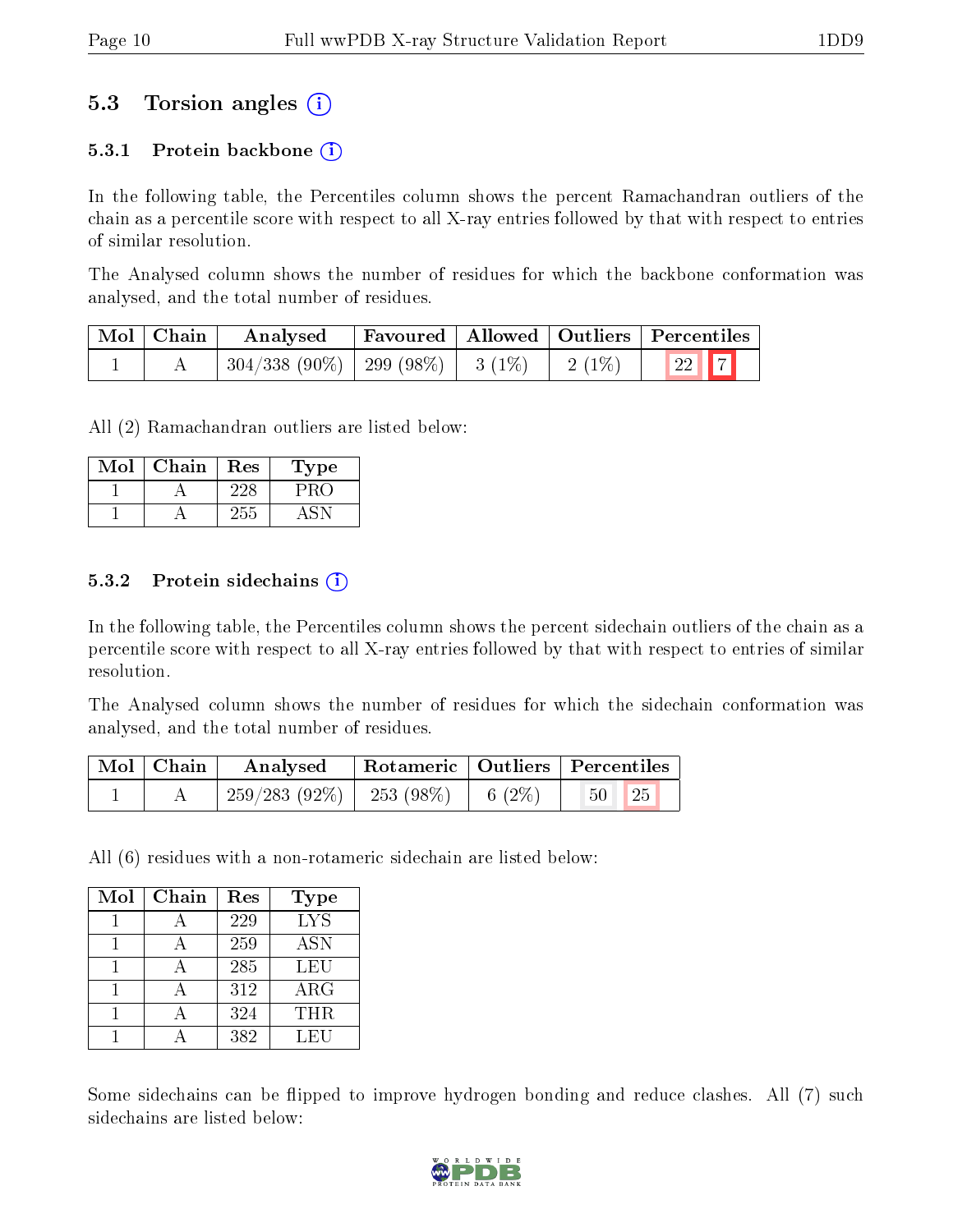## 5.3 Torsion angles ⓘ

### 5.3.1 Protein backbone ⓘ

In the following table, the Percentiles column shows the percent Ramachandran outliers of the chain as a percentile score with respect to all X-ray entries followed by that with respect to entries of similar resolution.

The Analysed column shows the number of residues for which the backbone conformation was analysed, and the total number of residues.

| Mol | Chain | Analysed | Favoured | Allowed | Outliers | Percentiles | |
|---|---|---|---|---|---|---|---|
| 1 | A | 304/338 (90%) | 299 (98%) | 3 (1%) | 2 (1%) | 22 | 7 |

All (2) Ramachandran outliers are listed below:

| Mol | Chain | Res | Type |
|---|---|---|---|
| 1 | A | 228 | PRO |
| 1 | A | 255 | ASN |

### 5.3.2 Protein sidechains ⓘ

In the following table, the Percentiles column shows the percent sidechain outliers of the chain as a percentile score with respect to all X-ray entries followed by that with respect to entries of similar resolution.

The Analysed column shows the number of residues for which the sidechain conformation was analysed, and the total number of residues.

| Mol | Chain | Analysed | Rotameric | Outliers | Percentiles | |
|---|---|---|---|---|---|---|
| 1 | A | 259/283 (92%) | 253 (98%) | 6 (2%) | 50 | 25 |

All (6) residues with a non-rotameric sidechain are listed below:

| Mol | Chain | Res | Type |
|---|---|---|---|
| 1 | A | 229 | LYS |
| 1 | A | 259 | ASN |
| 1 | A | 285 | LEU |
| 1 | A | 312 | ARG |
| 1 | A | 324 | THR |
| 1 | A | 382 | LEU |

Some sidechains can be flipped to improve hydrogen bonding and reduce clashes. All (7) such sidechains are listed below: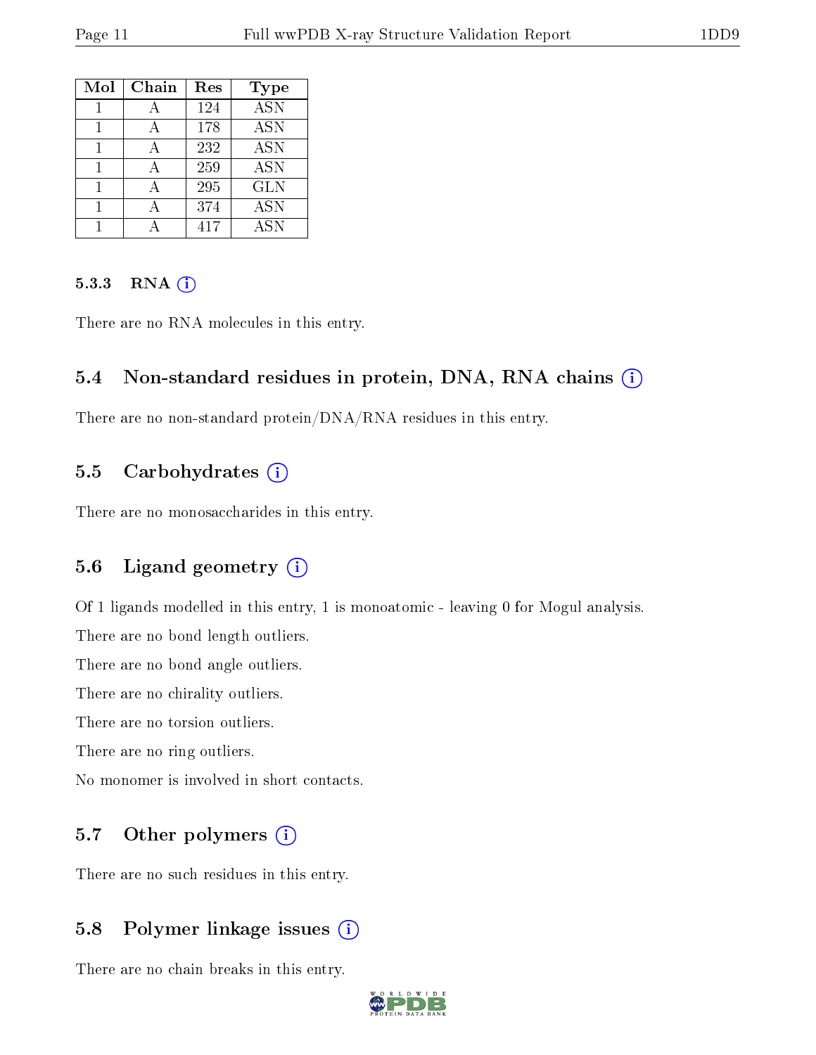| Mol | Chain | Res | Type |
|---|---|---|---|
| 1 | A | 124 | ASN |
| 1 | A | 178 | ASN |
| 1 | A | 232 | ASN |
| 1 | A | 259 | ASN |
| 1 | A | 295 | GLN |
| 1 | A | 374 | ASN |
| 1 | A | 417 | ASN |

#### 5.3.3 RNA

There are no RNA molecules in this entry.

### 5.4 Non-standard residues in protein, DNA, RNA chains

There are no non-standard protein/DNA/RNA residues in this entry.

### 5.5 Carbohydrates

There are no monosaccharides in this entry.

### 5.6 Ligand geometry

Of 1 ligands modelled in this entry, 1 is monoatomic - leaving 0 for Mogul analysis.

There are no bond length outliers.

There are no bond angle outliers.

There are no chirality outliers.

There are no torsion outliers.

There are no ring outliers.

No monomer is involved in short contacts.

### 5.7 Other polymers

There are no such residues in this entry.

### 5.8 Polymer linkage issues

There are no chain breaks in this entry.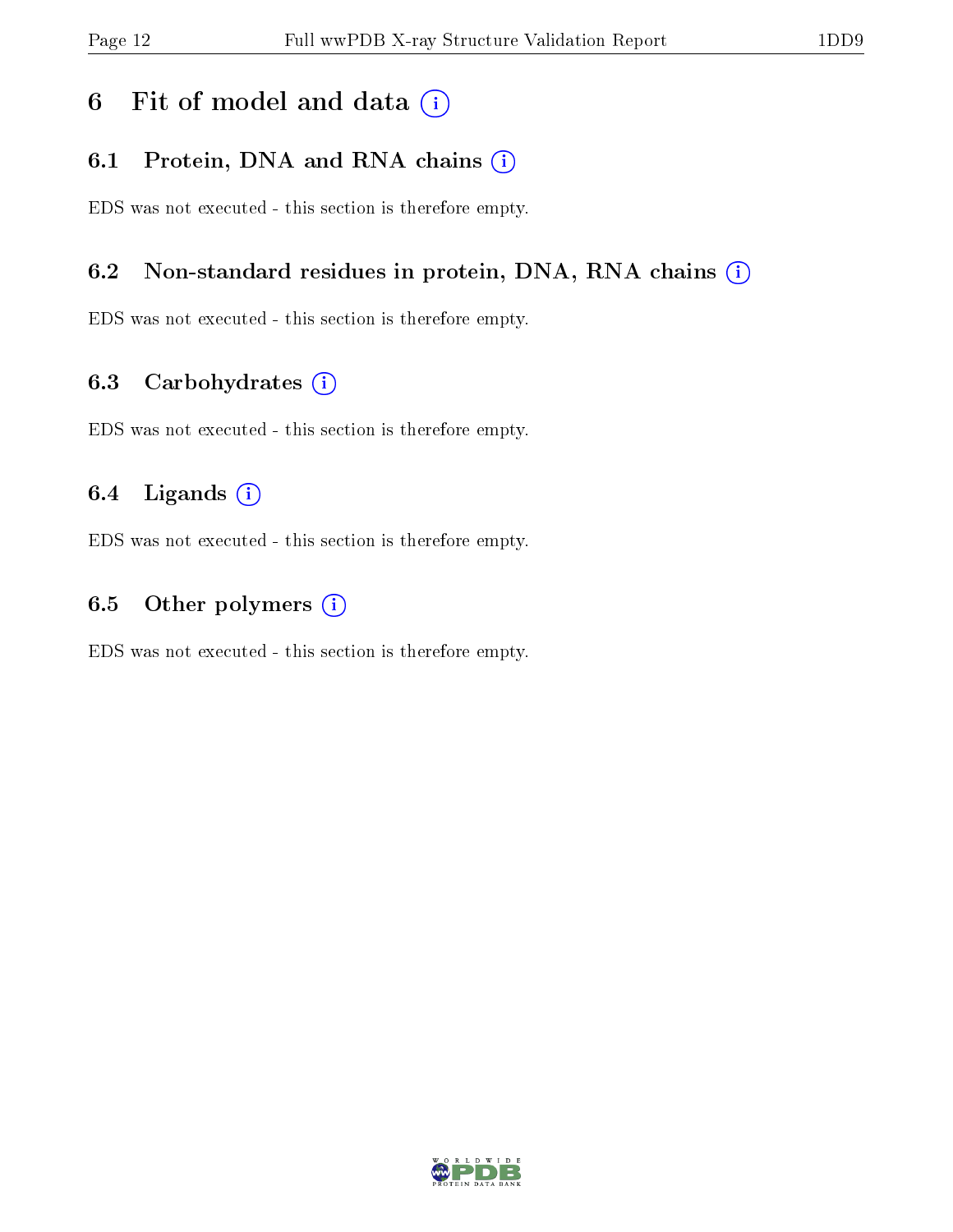# 6 Fit of model and data

## 6.1 Protein, DNA and RNA chains

EDS was not executed - this section is therefore empty.

## 6.2 Non-standard residues in protein, DNA, RNA chains

EDS was not executed - this section is therefore empty.

## 6.3 Carbohydrates

EDS was not executed - this section is therefore empty.

## 6.4 Ligands

EDS was not executed - this section is therefore empty.

## 6.5 Other polymers

EDS was not executed - this section is therefore empty.